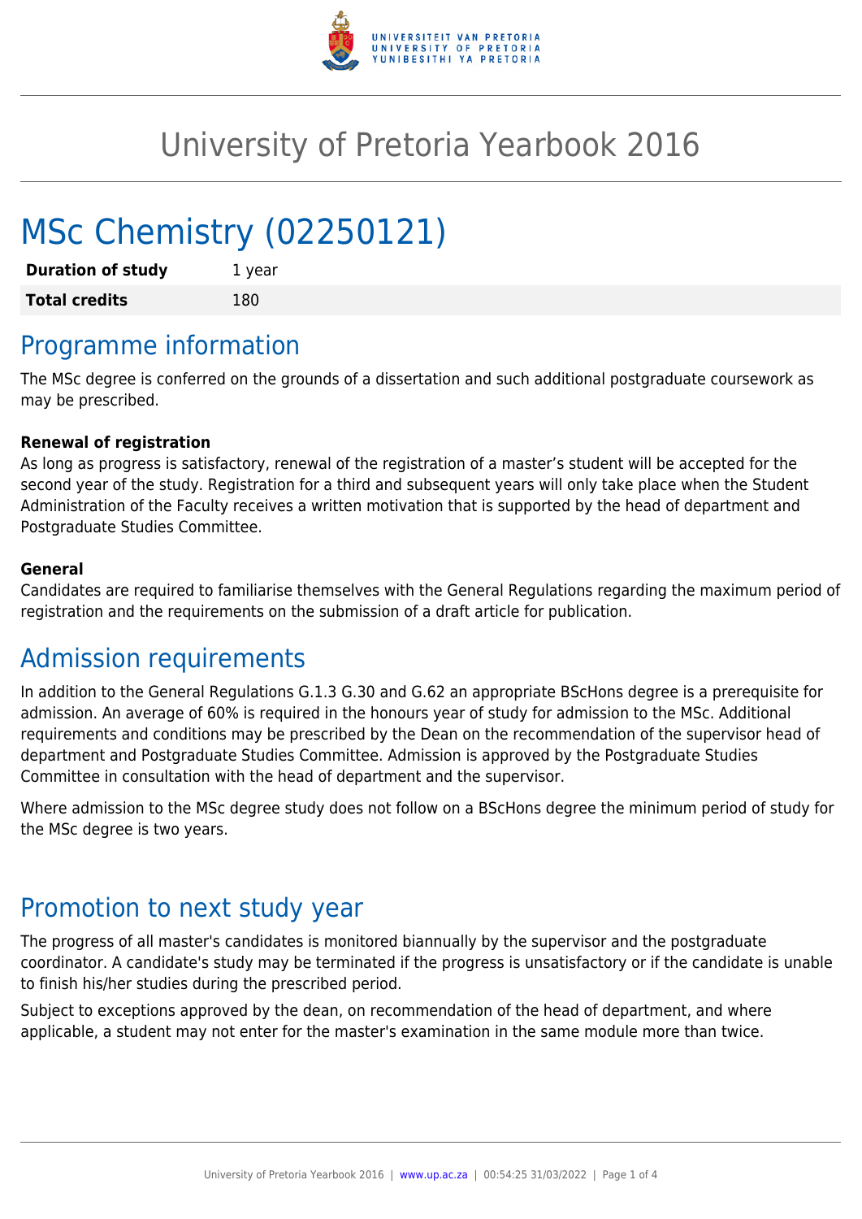# University of Pretoria Yearbook 2016

# MSc Chemistry (02250121)

| | |
|---|---|
| **Duration of study** | 1 year |
| **Total credits** | 180 |

## Programme information

The MSc degree is conferred on the grounds of a dissertation and such additional postgraduate coursework as may be prescribed.

**Renewal of registration**

As long as progress is satisfactory, renewal of the registration of a master's student will be accepted for the second year of the study. Registration for a third and subsequent years will only take place when the Student Administration of the Faculty receives a written motivation that is supported by the head of department and Postgraduate Studies Committee.

**General**

Candidates are required to familiarise themselves with the General Regulations regarding the maximum period of registration and the requirements on the submission of a draft article for publication.

## Admission requirements

In addition to the General Regulations G.1.3 G.30 and G.62 an appropriate BScHons degree is a prerequisite for admission. An average of 60% is required in the honours year of study for admission to the MSc. Additional requirements and conditions may be prescribed by the Dean on the recommendation of the supervisor head of department and Postgraduate Studies Committee. Admission is approved by the Postgraduate Studies Committee in consultation with the head of department and the supervisor.

Where admission to the MSc degree study does not follow on a BScHons degree the minimum period of study for the MSc degree is two years.

## Promotion to next study year

The progress of all master's candidates is monitored biannually by the supervisor and the postgraduate coordinator. A candidate's study may be terminated if the progress is unsatisfactory or if the candidate is unable to finish his/her studies during the prescribed period.

Subject to exceptions approved by the dean, on recommendation of the head of department, and where applicable, a student may not enter for the master's examination in the same module more than twice.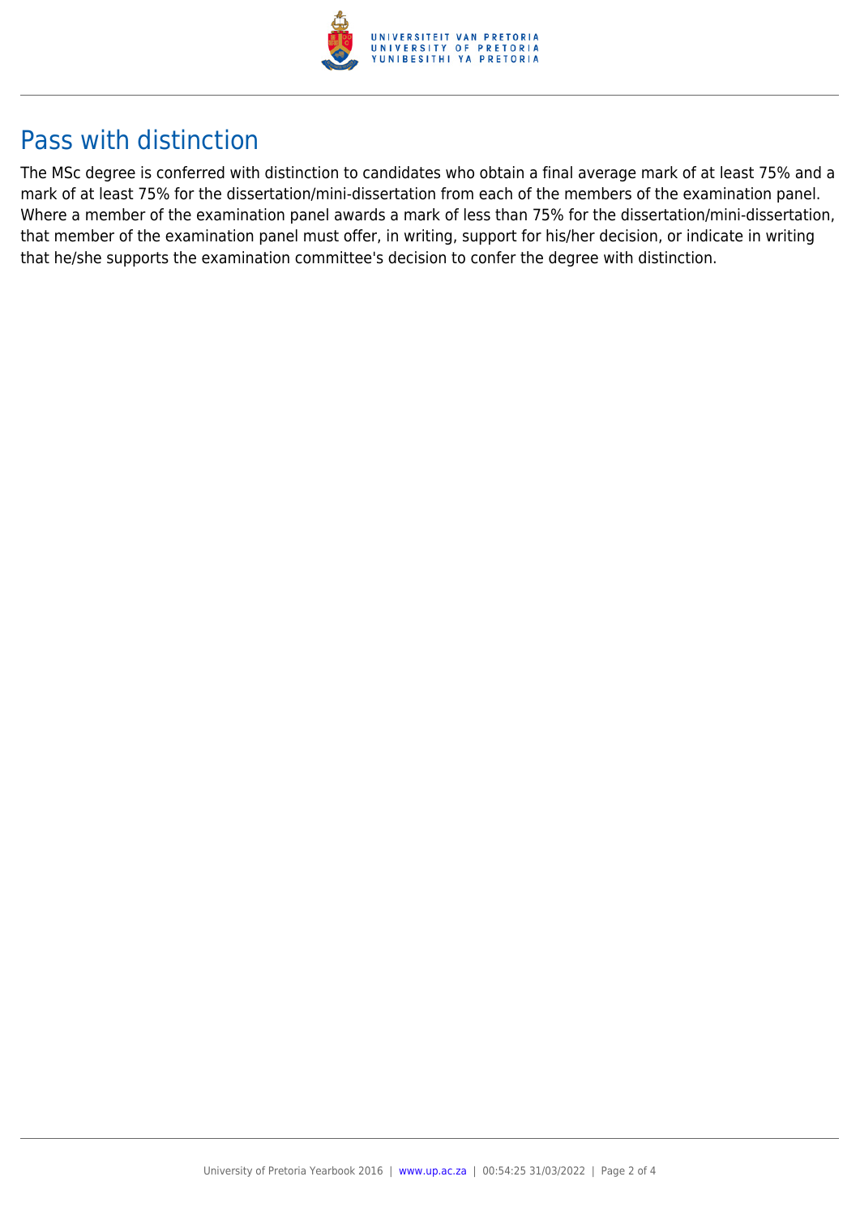## Pass with distinction

The MSc degree is conferred with distinction to candidates who obtain a final average mark of at least 75% and a mark of at least 75% for the dissertation/mini-dissertation from each of the members of the examination panel. Where a member of the examination panel awards a mark of less than 75% for the dissertation/mini-dissertation, that member of the examination panel must offer, in writing, support for his/her decision, or indicate in writing that he/she supports the examination committee's decision to confer the degree with distinction.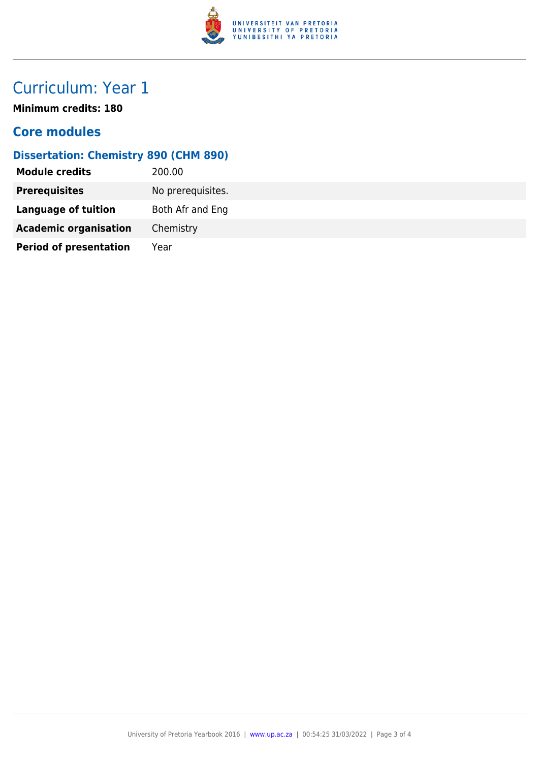# Curriculum: Year 1

**Minimum credits: 180**

## Core modules

### Dissertation: Chemistry 890 (CHM 890)

| | |
|---|---|
| **Module credits** | 200.00 |
| **Prerequisites** | No prerequisites. |
| **Language of tuition** | Both Afr and Eng |
| **Academic organisation** | Chemistry |
| **Period of presentation** | Year |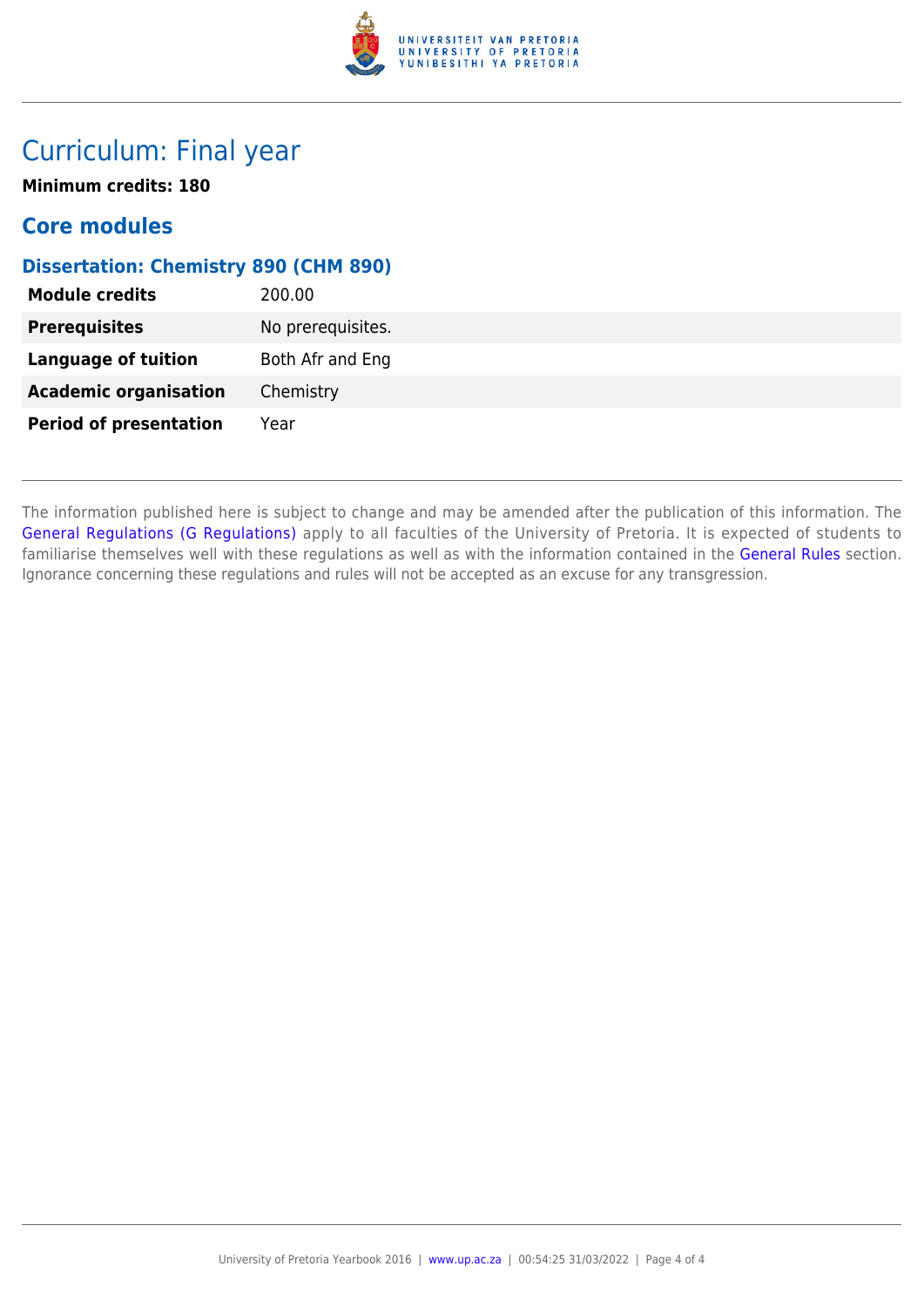# Curriculum: Final year

**Minimum credits: 180**

## Core modules

### Dissertation: Chemistry 890 (CHM 890)

| | |
|---|---|
| **Module credits** | 200.00 |
| **Prerequisites** | No prerequisites. |
| **Language of tuition** | Both Afr and Eng |
| **Academic organisation** | Chemistry |
| **Period of presentation** | Year |

The information published here is subject to change and may be amended after the publication of this information. The General Regulations (G Regulations) apply to all faculties of the University of Pretoria. It is expected of students to familiarise themselves well with these regulations as well as with the information contained in the General Rules section. Ignorance concerning these regulations and rules will not be accepted as an excuse for any transgression.